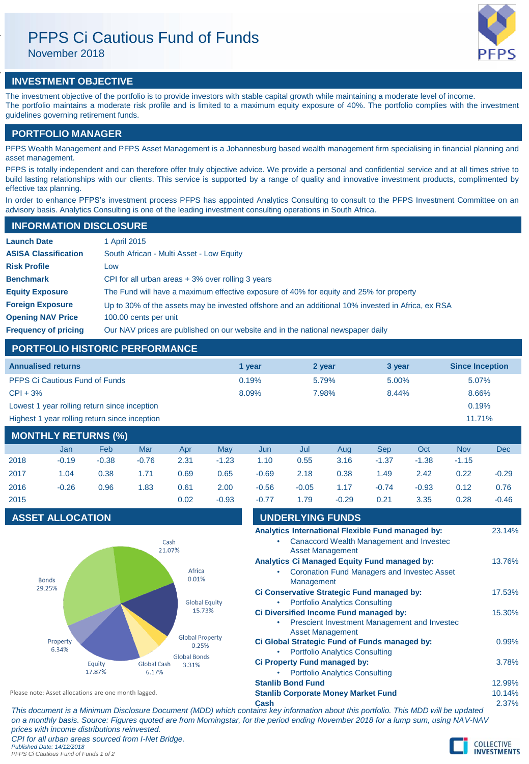# PFPS Ci Cautious Fund of Funds

November 2018

## INVESTMENT OBJECTIVE

The investment objective of the portfolio is to provide investors with stable capital growth while maintaining a moderate level of income.
The portfolio maintains a moderate risk profile and is limited to a maximum equity exposure of 40%. The portfolio complies with the investment guidelines governing retirement funds.

## PORTFOLIO MANAGER

PFPS Wealth Management and PFPS Asset Management is a Johannesburg based wealth management firm specialising in financial planning and asset management.

PFPS is totally independent and can therefore offer truly objective advice. We provide a personal and confidential service and at all times strive to build lasting relationships with our clients. This service is supported by a range of quality and innovative investment products, complimented by effective tax planning.

In order to enhance PFPS's investment process PFPS has appointed Analytics Consulting to consult to the PFPS Investment Committee on an advisory basis. Analytics Consulting is one of the leading investment consulting operations in South Africa.

## INFORMATION DISCLOSURE

| | |
|---|---|
| **Launch Date** | 1 April 2015 |
| **ASISA Classification** | South African - Multi Asset - Low Equity |
| **Risk Profile** | Low |
| **Benchmark** | CPI for all urban areas + 3% over rolling 3 years |
| **Equity Exposure** | The Fund will have a maximum effective exposure of 40% for equity and 25% for property |
| **Foreign Exposure** | Up to 30% of the assets may be invested offshore and an additional 10% invested in Africa, ex RSA |
| **Opening NAV Price** | 100.00 cents per unit |
| **Frequency of pricing** | Our NAV prices are published on our website and in the national newspaper daily |

## PORTFOLIO HISTORIC PERFORMANCE

| Annualised returns | 1 year | 2 year | 3 year | Since Inception |
|---|---|---|---|---|
| PFPS Ci Cautious Fund of Funds | 0.19% | 5.79% | 5.00% | 5.07% |
| CPI + 3% | 8.09% | 7.98% | 8.44% | 8.66% |
| Lowest 1 year rolling return since inception | | | | 0.19% |
| Highest 1 year rolling return since inception | | | | 11.71% |

## MONTHLY RETURNS (%)

| | Jan | Feb | Mar | Apr | May | Jun | Jul | Aug | Sep | Oct | Nov | Dec |
|---|---|---|---|---|---|---|---|---|---|---|---|---|
| 2018 | -0.19 | -0.38 | -0.76 | 2.31 | -1.23 | 1.10 | 0.55 | 3.16 | -1.37 | -1.38 | -1.15 | |
| 2017 | 1.04 | 0.38 | 1.71 | 0.69 | 0.65 | -0.69 | 2.18 | 0.38 | 1.49 | 2.42 | 0.22 | -0.29 |
| 2016 | -0.26 | 0.96 | 1.83 | 0.61 | 2.00 | -0.56 | -0.05 | 1.17 | -0.74 | -0.93 | 0.12 | 0.76 |
| 2015 | | | | 0.02 | -0.93 | -0.77 | 1.79 | -0.29 | 0.21 | 3.35 | 0.28 | -0.46 |

## ASSET ALLOCATION

| Asset | Allocation |
|---|---|
| Cash | 21.07% |
| Africa | 0.01% |
| Global Equity | 15.73% |
| Global Property | 0.25% |
| Global Bonds | 3.31% |
| Global Cash | 6.17% |
| Equity | 17.87% |
| Property | 6.34% |
| Bonds | 29.25% |

Please note: Asset allocations are one month lagged.

## UNDERLYING FUNDS

| Fund | Weight |
|---|---|
| **Analytics International Flexible Fund managed by:**<br>• Canaccord Wealth Management and Investec Asset Management | 23.14% |
| **Analytics Ci Managed Equity Fund managed by:**<br>• Coronation Fund Managers and Investec Asset Management | 13.76% |
| **Ci Conservative Strategic Fund managed by:**<br>• Portfolio Analytics Consulting | 17.53% |
| **Ci Diversified Income Fund managed by:**<br>• Prescient Investment Management and Investec Asset Management | 15.30% |
| **Ci Global Strategic Fund of Funds managed by:**<br>• Portfolio Analytics Consulting | 0.99% |
| **Ci Property Fund managed by:**<br>• Portfolio Analytics Consulting | 3.78% |
| **Stanlib Bond Fund** | 12.99% |
| **Stanlib Corporate Money Market Fund** | 10.14% |
| **Cash** | 2.37% |

*This document is a Minimum Disclosure Document (MDD) which contains key information about this portfolio. This MDD will be updated on a monthly basis. Source: Figures quoted are from Morningstar, for the period ending November 2018 for a lump sum, using NAV-NAV prices with income distributions reinvested.*

*CPI for all urban areas sourced from I-Net Bridge.*

*Published Date: 14/12/2018*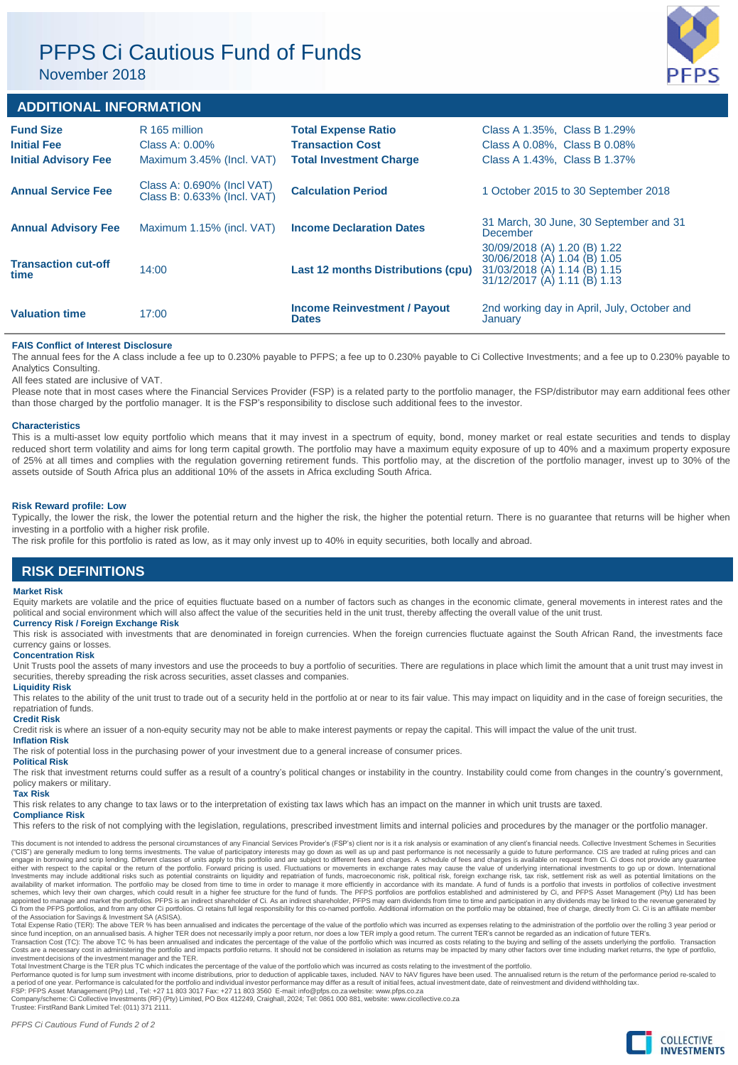# PFPS Ci Cautious Fund of Funds

November 2018

## ADDITIONAL INFORMATION

| | | | |
|---|---|---|---|
| **Fund Size** | R 165 million | **Total Expense Ratio** | Class A 1.35%, Class B 1.29% |
| **Initial Fee** | Class A: 0.00% | **Transaction Cost** | Class A 0.08%, Class B 0.08% |
| **Initial Advisory Fee** | Maximum 3.45% (Incl. VAT) | **Total Investment Charge** | Class A 1.43%, Class B 1.37% |
| **Annual Service Fee** | Class A: 0.690% (Incl VAT) Class B: 0.633% (Incl. VAT) | **Calculation Period** | 1 October 2015 to 30 September 2018 |
| **Annual Advisory Fee** | Maximum 1.15% (incl. VAT) | **Income Declaration Dates** | 31 March, 30 June, 30 September and 31 December |
| **Transaction cut-off time** | 14:00 | **Last 12 months Distributions (cpu)** | 30/09/2018 (A) 1.20 (B) 1.22 30/06/2018 (A) 1.04 (B) 1.05 31/03/2018 (A) 1.14 (B) 1.15 31/12/2017 (A) 1.11 (B) 1.13 |
| **Valuation time** | 17:00 | **Income Reinvestment / Payout Dates** | 2nd working day in April, July, October and January |

**FAIS Conflict of Interest Disclosure**

The annual fees for the A class include a fee up to 0.230% payable to PFPS; a fee up to 0.230% payable to Ci Collective Investments; and a fee up to 0.230% payable to Analytics Consulting.

All fees stated are inclusive of VAT.

Please note that in most cases where the Financial Services Provider (FSP) is a related party to the portfolio manager, the FSP/distributor may earn additional fees other than those charged by the portfolio manager. It is the FSP's responsibility to disclose such additional fees to the investor.

**Characteristics**

This is a multi-asset low equity portfolio which means that it may invest in a spectrum of equity, bond, money market or real estate securities and tends to display reduced short term volatility and aims for long term capital growth. The portfolio may have a maximum equity exposure of up to 40% and a maximum property exposure of 25% at all times and complies with the regulation governing retirement funds. This portfolio may, at the discretion of the portfolio manager, invest up to 30% of the assets outside of South Africa plus an additional 10% of the assets in Africa excluding South Africa.

**Risk Reward profile: Low**

Typically, the lower the risk, the lower the potential return and the higher the risk, the higher the potential return. There is no guarantee that returns will be higher when investing in a portfolio with a higher risk profile.

The risk profile for this portfolio is rated as low, as it may only invest up to 40% in equity securities, both locally and abroad.

## RISK DEFINITIONS

**Market Risk**

Equity markets are volatile and the price of equities fluctuate based on a number of factors such as changes in the economic climate, general movements in interest rates and the political and social environment which will also affect the value of the securities held in the unit trust, thereby affecting the overall value of the unit trust.

**Currency Risk / Foreign Exchange Risk**

This risk is associated with investments that are denominated in foreign currencies. When the foreign currencies fluctuate against the South African Rand, the investments face currency gains or losses.

**Concentration Risk**

Unit Trusts pool the assets of many investors and use the proceeds to buy a portfolio of securities. There are regulations in place which limit the amount that a unit trust may invest in securities, thereby spreading the risk across securities, asset classes and companies.

**Liquidity Risk**

This relates to the ability of the unit trust to trade out of a security held in the portfolio at or near to its fair value. This may impact on liquidity and in the case of foreign securities, the repatriation of funds.

**Credit Risk**

Credit risk is where an issuer of a non-equity security may not be able to make interest payments or repay the capital. This will impact the value of the unit trust.

**Inflation Risk**

The risk of potential loss in the purchasing power of your investment due to a general increase of consumer prices.

**Political Risk**

The risk that investment returns could suffer as a result of a country's political changes or instability in the country. Instability could come from changes in the country's government, policy makers or military.

**Tax Risk**

This risk relates to any change to tax laws or to the interpretation of existing tax laws which has an impact on the manner in which unit trusts are taxed.

**Compliance Risk**

This refers to the risk of not complying with the legislation, regulations, prescribed investment limits and internal policies and procedures by the manager or the portfolio manager.

This document is not intended to address the personal circumstances of any Financial Services Provider's (FSP's) client nor is it a risk analysis or examination of any client's financial needs. Collective Investment Schemes in Securities ("CIS") are generally medium to long terms investments. The value of participatory interests may go down as well as up and past performance is not necessarily a guide to future performance. CIS are traded at ruling prices and can engage in borrowing and scrip lending. Different classes of units apply to this portfolio and are subject to different fees and charges. A schedule of fees and charges is available on request from Ci. Ci does not provide any guarantee either with respect to the capital or the return of the portfolio. Forward pricing is used. Fluctuations or movements in exchange rates may cause the value of underlying international investments to go up or down. International Investments may include additional risks such as potential constraints on liquidity and repatriation of funds, macroeconomic risk, political risk, foreign exchange risk, tax risk, settlement risk as well as potential limitations on the availability of market information. The portfolio may be closed from time to time in order to manage it more efficiently in accordance with its mandate. A fund of funds is a portfolio that invests in portfolios of collective investment schemes, which levy their own charges, which could result in a higher fee structure for the fund of funds. The PFPS portfolios are portfolios established and administered by Ci, and PFPS Asset Management (Pty) Ltd has been appointed to manage and market the portfolios. PFPS is an indirect shareholder of Ci. As an indirect shareholder, PFPS may earn dividends from time to time and participation in any dividends may be linked to the revenue generated by Ci from the PFPS portfolios, and from any other Ci portfolios. Ci retains full legal responsibility for this co-named portfolio. Additional information on the portfolio may be obtained, free of charge, directly from Ci. Ci is an affiliate member of the Association for Savings & Investment SA (ASISA).

Total Expense Ratio (TER): The above TER % has been annualised and indicates the percentage of the value of the portfolio which was incurred as expenses relating to the administration of the portfolio over the rolling 3 year period or since fund inception, on an annualised basis. A higher TER does not necessarily imply a poor return, nor does a low TER imply a good return. The current TER's cannot be regarded as an indication of future TER's.

Transaction Cost (TC): The above TC % has been annualised and indicates the percentage of the value of the portfolio which was incurred as costs relating to the buying and selling of the assets underlying the portfolio. Transaction Costs are a necessary cost in administering the portfolio and impacts portfolio returns. It should not be considered in isolation as returns may be impacted by many other factors over time including market returns, the type of portfolio, investment decisions of the investment manager and the TER.

Total Investment Charge is the TER plus TC which indicates the percentage of the value of the portfolio which was incurred as costs relating to the investment of the portfolio.

Performance quoted is for lump sum investment with income distributions, prior to deduction of applicable taxes, included. NAV to NAV figures have been used. The annualised return is the return of the performance period re-scaled to a period of one year. Performance is calculated for the portfolio and individual investor performance may differ as a result of initial fees, actual investment date, date of reinvestment and dividend withholding tax.

FSP: PFPS Asset Management (Pty) Ltd , Tel: +27 11 803 3017 Fax: +27 11 803 3560 E-mail: info@pfps.co.za website: www.pfps.co.za

Company/scheme: Ci Collective Investments (RF) (Pty) Limited, PO Box 412249, Craighall, 2024; Tel: 0861 000 881, website: www.cicollective.co.za

Trustee: FirstRand Bank Limited Tel: (011) 371 2111.